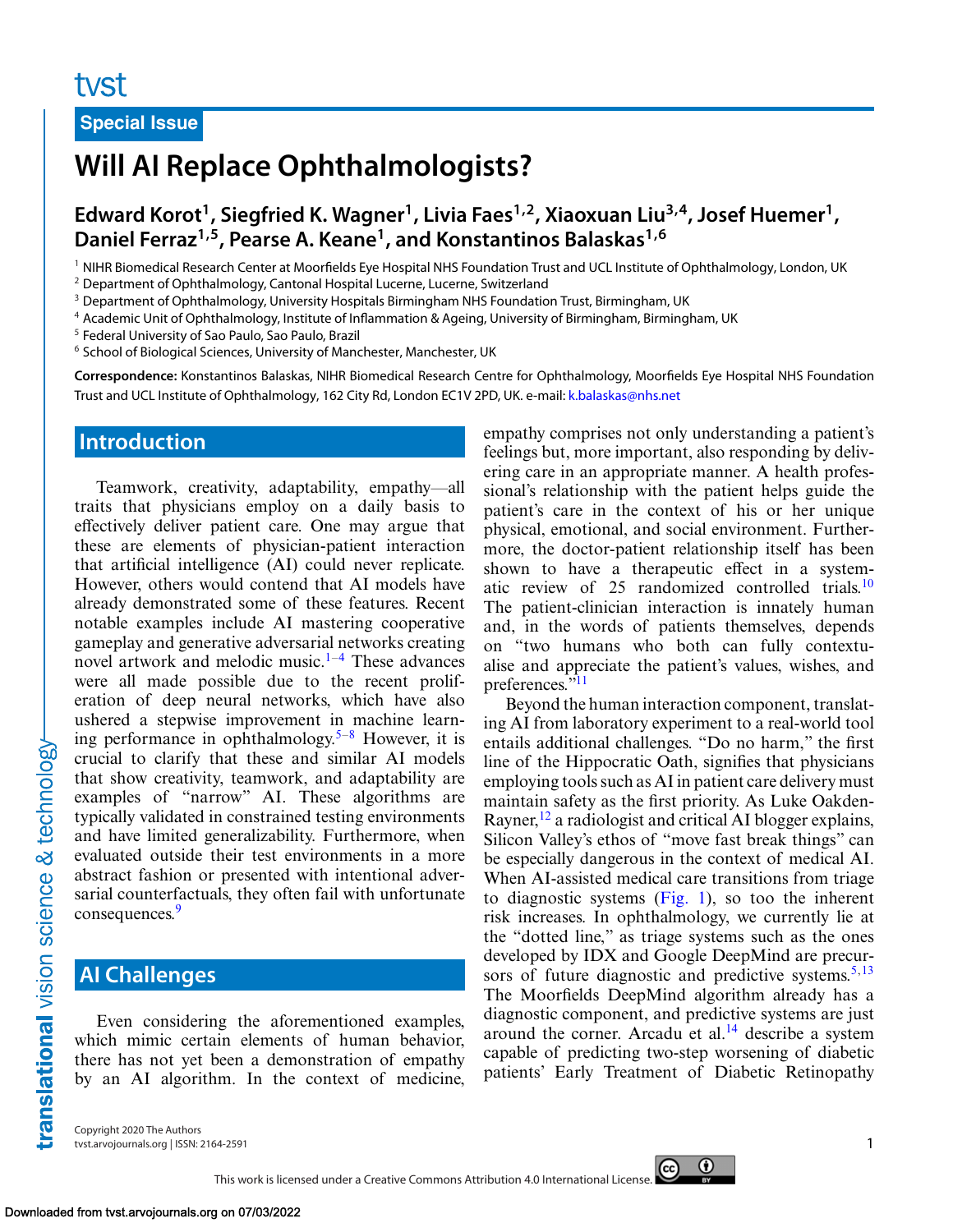Special Issue

# Will AI Replace Ophthalmologists?

**Edward Korot[1], Siegfried K. Wagner[1], Livia Faes[1,2], Xiaoxuan Liu[3,4], Josef Huemer[1], Daniel Ferraz[1,5], Pearse A. Keane[1], and Konstantinos Balaskas[1,6]**

[1] NIHR Biomedical Research Center at Moorfields Eye Hospital NHS Foundation Trust and UCL Institute of Ophthalmology, London, UK
[2] Department of Ophthalmology, Cantonal Hospital Lucerne, Lucerne, Switzerland
[3] Department of Ophthalmology, University Hospitals Birmingham NHS Foundation Trust, Birmingham, UK
[4] Academic Unit of Ophthalmology, Institute of Inflammation & Ageing, University of Birmingham, Birmingham, UK
[5] Federal University of Sao Paulo, Sao Paulo, Brazil
[6] School of Biological Sciences, University of Manchester, Manchester, UK

**Correspondence:** Konstantinos Balaskas, NIHR Biomedical Research Centre for Ophthalmology, Moorfields Eye Hospital NHS Foundation Trust and UCL Institute of Ophthalmology, 162 City Rd, London EC1V 2PD, UK. e-mail: k.balaskas@nhs.net

## Introduction

Teamwork, creativity, adaptability, empathy—all traits that physicians employ on a daily basis to effectively deliver patient care. One may argue that these are elements of physician-patient interaction that artificial intelligence (AI) could never replicate. However, others would contend that AI models have already demonstrated some of these features. Recent notable examples include AI mastering cooperative gameplay and generative adversarial networks creating novel artwork and melodic music.[1–4] These advances were all made possible due to the recent proliferation of deep neural networks, which have also ushered a stepwise improvement in machine learning performance in ophthalmology.[5–8] However, it is crucial to clarify that these and similar AI models that show creativity, teamwork, and adaptability are examples of "narrow" AI. These algorithms are typically validated in constrained testing environments and have limited generalizability. Furthermore, when evaluated outside their test environments in a more abstract fashion or presented with intentional adversarial counterfactuals, they often fail with unfortunate consequences.[9]

## AI Challenges

Even considering the aforementioned examples, which mimic certain elements of human behavior, there has not yet been a demonstration of empathy by an AI algorithm. In the context of medicine, empathy comprises not only understanding a patient's feelings but, more important, also responding by delivering care in an appropriate manner. A health professional's relationship with the patient helps guide the patient's care in the context of his or her unique physical, emotional, and social environment. Furthermore, the doctor-patient relationship itself has been shown to have a therapeutic effect in a systematic review of 25 randomized controlled trials.[10] The patient-clinician interaction is innately human and, in the words of patients themselves, depends on "two humans who both can fully contextualise and appreciate the patient's values, wishes, and preferences."[11]

Beyond the human interaction component, translating AI from laboratory experiment to a real-world tool entails additional challenges. "Do no harm," the first line of the Hippocratic Oath, signifies that physicians employing tools such as AI in patient care delivery must maintain safety as the first priority. As Luke Oakden-Rayner,[12] a radiologist and critical AI blogger explains, Silicon Valley's ethos of "move fast break things" can be especially dangerous in the context of medical AI. When AI-assisted medical care transitions from triage to diagnostic systems (Fig. 1), so too the inherent risk increases. In ophthalmology, we currently lie at the "dotted line," as triage systems such as the ones developed by IDX and Google DeepMind are precursors of future diagnostic and predictive systems.[5,13] The Moorfields DeepMind algorithm already has a diagnostic component, and predictive systems are just around the corner. Arcadu et al.[14] describe a system capable of predicting two-step worsening of diabetic patients' Early Treatment of Diabetic Retinopathy

Copyright 2020 The Authors
tvst.arvojournals.org | ISSN: 2164-2591

This work is licensed under a Creative Commons Attribution 4.0 International License.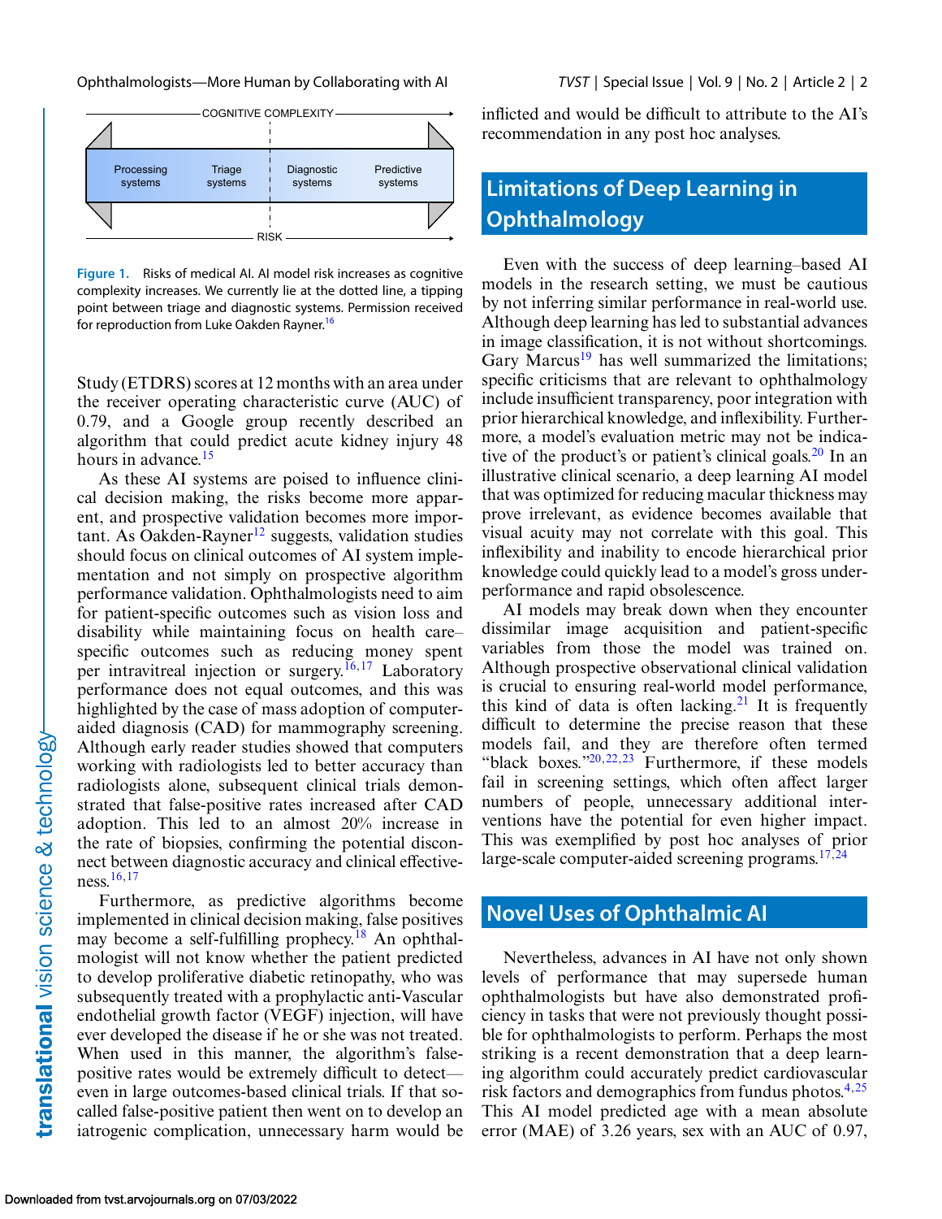COGNITIVE COMPLEXITY

Processing systems | Triage systems | Diagnostic systems | Predictive systems

RISK

**Figure 1.** Risks of medical AI. AI model risk increases as cognitive complexity increases. We currently lie at the dotted line, a tipping point between triage and diagnostic systems. Permission received for reproduction from Luke Oakden Rayner.[16]

Study (ETDRS) scores at 12 months with an area under the receiver operating characteristic curve (AUC) of 0.79, and a Google group recently described an algorithm that could predict acute kidney injury 48 hours in advance.[15]

As these AI systems are poised to influence clinical decision making, the risks become more apparent, and prospective validation becomes more important. As Oakden-Rayner[12] suggests, validation studies should focus on clinical outcomes of AI system implementation and not simply on prospective algorithm performance validation. Ophthalmologists need to aim for patient-specific outcomes such as vision loss and disability while maintaining focus on health care–specific outcomes such as reducing money spent per intravitreal injection or surgery.[16,17] Laboratory performance does not equal outcomes, and this was highlighted by the case of mass adoption of computer-aided diagnosis (CAD) for mammography screening. Although early reader studies showed that computers working with radiologists led to better accuracy than radiologists alone, subsequent clinical trials demonstrated that false-positive rates increased after CAD adoption. This led to an almost 20% increase in the rate of biopsies, confirming the potential disconnect between diagnostic accuracy and clinical effectiveness.[16,17]

Furthermore, as predictive algorithms become implemented in clinical decision making, false positives may become a self-fulfilling prophecy.[18] An ophthalmologist will not know whether the patient predicted to develop proliferative diabetic retinopathy, who was subsequently treated with a prophylactic anti-Vascular endothelial growth factor (VEGF) injection, will have ever developed the disease if he or she was not treated. When used in this manner, the algorithm's false-positive rates would be extremely difficult to detect—even in large outcomes-based clinical trials. If that so-called false-positive patient then went on to develop an iatrogenic complication, unnecessary harm would be inflicted and would be difficult to attribute to the AI's recommendation in any post hoc analyses.

## Limitations of Deep Learning in Ophthalmology

Even with the success of deep learning–based AI models in the research setting, we must be cautious by not inferring similar performance in real-world use. Although deep learning has led to substantial advances in image classification, it is not without shortcomings. Gary Marcus[19] has well summarized the limitations; specific criticisms that are relevant to ophthalmology include insufficient transparency, poor integration with prior hierarchical knowledge, and inflexibility. Furthermore, a model's evaluation metric may not be indicative of the product's or patient's clinical goals.[20] In an illustrative clinical scenario, a deep learning AI model that was optimized for reducing macular thickness may prove irrelevant, as evidence becomes available that visual acuity may not correlate with this goal. This inflexibility and inability to encode hierarchical prior knowledge could quickly lead to a model's gross underperformance and rapid obsolescence.

AI models may break down when they encounter dissimilar image acquisition and patient-specific variables from those the model was trained on. Although prospective observational clinical validation is crucial to ensuring real-world model performance, this kind of data is often lacking.[21] It is frequently difficult to determine the precise reason that these models fail, and they are therefore often termed "black boxes."[20,22,23] Furthermore, if these models fail in screening settings, which often affect larger numbers of people, unnecessary additional interventions have the potential for even higher impact. This was exemplified by post hoc analyses of prior large-scale computer-aided screening programs.[17,24]

## Novel Uses of Ophthalmic AI

Nevertheless, advances in AI have not only shown levels of performance that may supersede human ophthalmologists but have also demonstrated proficiency in tasks that were not previously thought possible for ophthalmologists to perform. Perhaps the most striking is a recent demonstration that a deep learning algorithm could accurately predict cardiovascular risk factors and demographics from fundus photos.[4,25] This AI model predicted age with a mean absolute error (MAE) of 3.26 years, sex with an AUC of 0.97,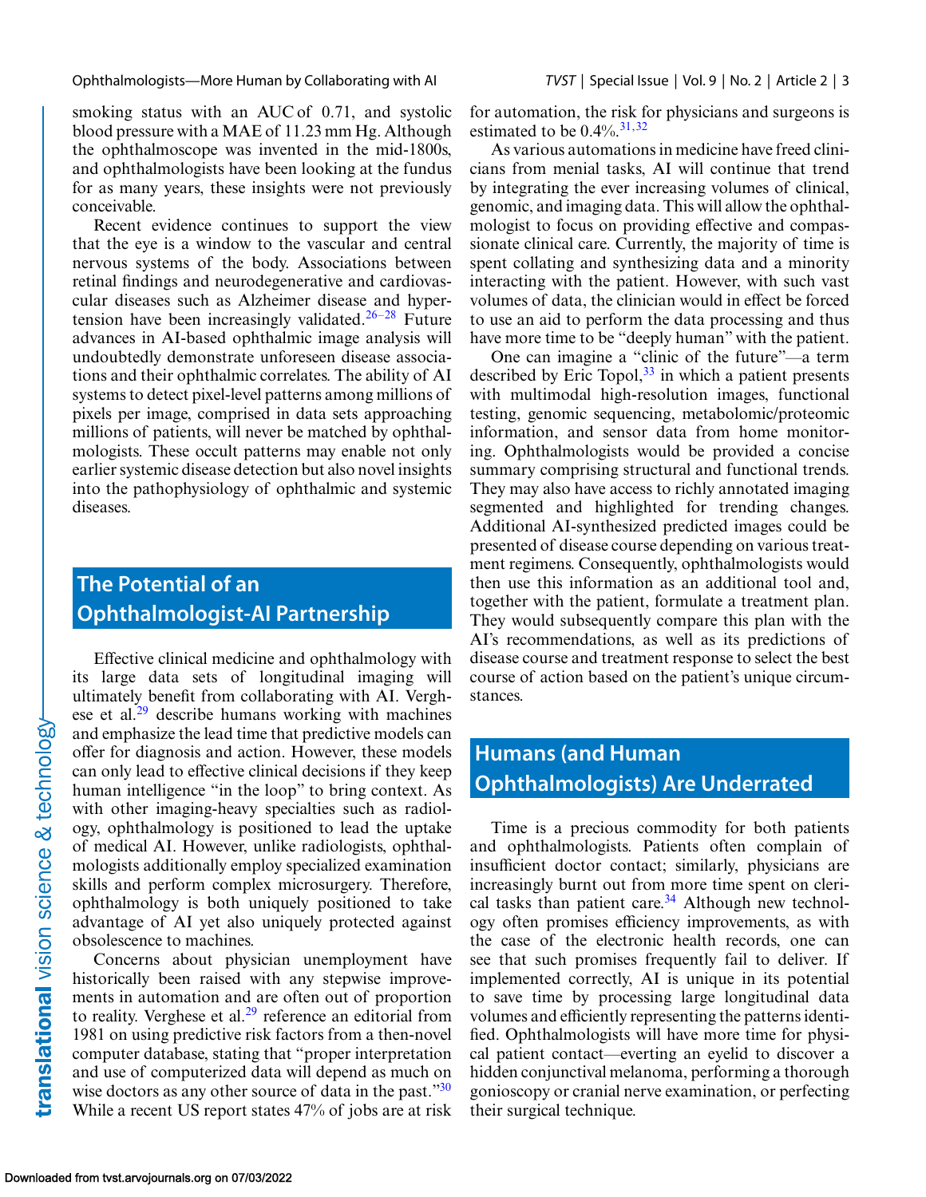smoking status with an AUC of 0.71, and systolic blood pressure with a MAE of 11.23 mm Hg. Although the ophthalmoscope was invented in the mid-1800s, and ophthalmologists have been looking at the fundus for as many years, these insights were not previously conceivable.

Recent evidence continues to support the view that the eye is a window to the vascular and central nervous systems of the body. Associations between retinal findings and neurodegenerative and cardiovascular diseases such as Alzheimer disease and hypertension have been increasingly validated.[26–28] Future advances in AI-based ophthalmic image analysis will undoubtedly demonstrate unforeseen disease associations and their ophthalmic correlates. The ability of AI systems to detect pixel-level patterns among millions of pixels per image, comprised in data sets approaching millions of patients, will never be matched by ophthalmologists. These occult patterns may enable not only earlier systemic disease detection but also novel insights into the pathophysiology of ophthalmic and systemic diseases.

## The Potential of an Ophthalmologist-AI Partnership

Effective clinical medicine and ophthalmology with its large data sets of longitudinal imaging will ultimately benefit from collaborating with AI. Verghese et al.[29] describe humans working with machines and emphasize the lead time that predictive models can offer for diagnosis and action. However, these models can only lead to effective clinical decisions if they keep human intelligence "in the loop" to bring context. As with other imaging-heavy specialties such as radiology, ophthalmology is positioned to lead the uptake of medical AI. However, unlike radiologists, ophthalmologists additionally employ specialized examination skills and perform complex microsurgery. Therefore, ophthalmology is both uniquely positioned to take advantage of AI yet also uniquely protected against obsolescence to machines.

Concerns about physician unemployment have historically been raised with any stepwise improvements in automation and are often out of proportion to reality. Verghese et al.[29] reference an editorial from 1981 on using predictive risk factors from a then-novel computer database, stating that "proper interpretation and use of computerized data will depend as much on wise doctors as any other source of data in the past."[30] While a recent US report states 47% of jobs are at risk for automation, the risk for physicians and surgeons is estimated to be 0.4%.[31,32]

As various automations in medicine have freed clinicians from menial tasks, AI will continue that trend by integrating the ever increasing volumes of clinical, genomic, and imaging data. This will allow the ophthalmologist to focus on providing effective and compassionate clinical care. Currently, the majority of time is spent collating and synthesizing data and a minority interacting with the patient. However, with such vast volumes of data, the clinician would in effect be forced to use an aid to perform the data processing and thus have more time to be "deeply human" with the patient.

One can imagine a "clinic of the future"—a term described by Eric Topol,[33] in which a patient presents with multimodal high-resolution images, functional testing, genomic sequencing, metabolomic/proteomic information, and sensor data from home monitoring. Ophthalmologists would be provided a concise summary comprising structural and functional trends. They may also have access to richly annotated imaging segmented and highlighted for trending changes. Additional AI-synthesized predicted images could be presented of disease course depending on various treatment regimens. Consequently, ophthalmologists would then use this information as an additional tool and, together with the patient, formulate a treatment plan. They would subsequently compare this plan with the AI's recommendations, as well as its predictions of disease course and treatment response to select the best course of action based on the patient's unique circumstances.

## Humans (and Human Ophthalmologists) Are Underrated

Time is a precious commodity for both patients and ophthalmologists. Patients often complain of insufficient doctor contact; similarly, physicians are increasingly burnt out from more time spent on clerical tasks than patient care.[34] Although new technology often promises efficiency improvements, as with the case of the electronic health records, one can see that such promises frequently fail to deliver. If implemented correctly, AI is unique in its potential to save time by processing large longitudinal data volumes and efficiently representing the patterns identified. Ophthalmologists will have more time for physical patient contact—everting an eyelid to discover a hidden conjunctival melanoma, performing a thorough gonioscopy or cranial nerve examination, or perfecting their surgical technique.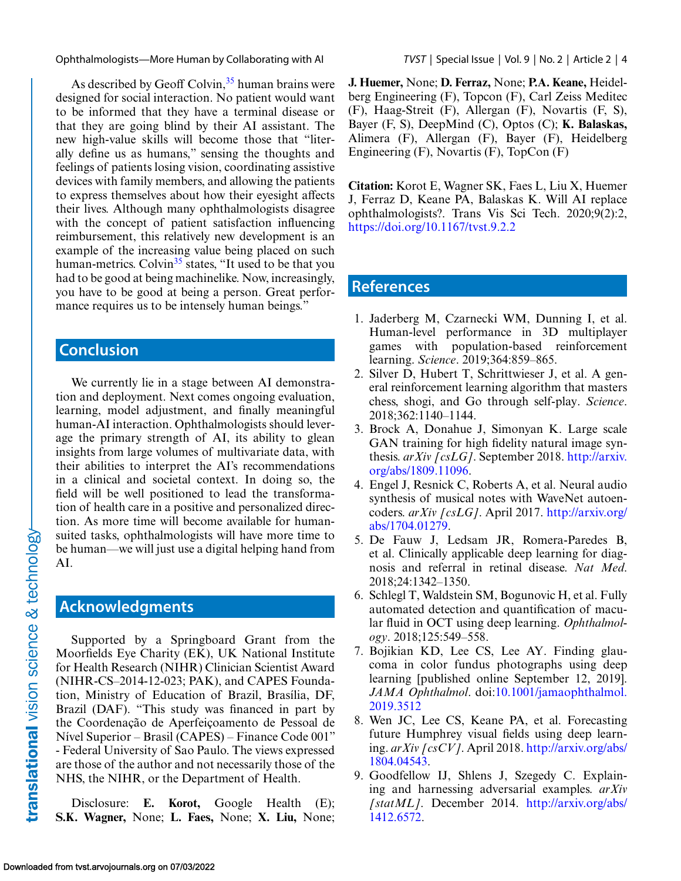As described by Geoff Colvin,[35] human brains were designed for social interaction. No patient would want to be informed that they have a terminal disease or that they are going blind by their AI assistant. The new high-value skills will become those that "literally define us as humans," sensing the thoughts and feelings of patients losing vision, coordinating assistive devices with family members, and allowing the patients to express themselves about how their eyesight affects their lives. Although many ophthalmologists disagree with the concept of patient satisfaction influencing reimbursement, this relatively new development is an example of the increasing value being placed on such human-metrics. Colvin[35] states, "It used to be that you had to be good at being machinelike. Now, increasingly, you have to be good at being a person. Great performance requires us to be intensely human beings."

## Conclusion

We currently lie in a stage between AI demonstration and deployment. Next comes ongoing evaluation, learning, model adjustment, and finally meaningful human-AI interaction. Ophthalmologists should leverage the primary strength of AI, its ability to glean insights from large volumes of multivariate data, with their abilities to interpret the AI's recommendations in a clinical and societal context. In doing so, the field will be well positioned to lead the transformation of health care in a positive and personalized direction. As more time will become available for human-suited tasks, ophthalmologists will have more time to be human—we will just use a digital helping hand from AI.

## Acknowledgments

Supported by a Springboard Grant from the Moorfields Eye Charity (EK), UK National Institute for Health Research (NIHR) Clinician Scientist Award (NIHR-CS–2014-12-023; PAK), and CAPES Foundation, Ministry of Education of Brazil, Brasília, DF, Brazil (DAF). "This study was financed in part by the Coordenação de Aperfeiçoamento de Pessoal de Nível Superior – Brasil (CAPES) – Finance Code 001" - Federal University of Sao Paulo. The views expressed are those of the author and not necessarily those of the NHS, the NIHR, or the Department of Health.

Disclosure: **E. Korot,** Google Health (E); **S.K. Wagner,** None; **L. Faes,** None; **X. Liu,** None; **J. Huemer,** None; **D. Ferraz,** None; **P.A. Keane,** Heidelberg Engineering (F), Topcon (F), Carl Zeiss Meditec (F), Haag-Streit (F), Allergan (F), Novartis (F, S), Bayer (F, S), DeepMind (C), Optos (C); **K. Balaskas,** Alimera (F), Allergan (F), Bayer (F), Heidelberg Engineering (F), Novartis (F), TopCon (F)

**Citation:** Korot E, Wagner SK, Faes L, Liu X, Huemer J, Ferraz D, Keane PA, Balaskas K. Will AI replace ophthalmologists?. Trans Vis Sci Tech. 2020;9(2):2, https://doi.org/10.1167/tvst.9.2.2

## References

1. Jaderberg M, Czarnecki WM, Dunning I, et al. Human-level performance in 3D multiplayer games with population-based reinforcement learning. *Science*. 2019;364:859–865.
2. Silver D, Hubert T, Schrittwieser J, et al. A general reinforcement learning algorithm that masters chess, shogi, and Go through self-play. *Science*. 2018;362:1140–1144.
3. Brock A, Donahue J, Simonyan K. Large scale GAN training for high fidelity natural image synthesis. *arXiv [csLG]*. September 2018. http://arxiv.org/abs/1809.11096.
4. Engel J, Resnick C, Roberts A, et al. Neural audio synthesis of musical notes with WaveNet autoencoders. *arXiv [csLG]*. April 2017. http://arxiv.org/abs/1704.01279.
5. De Fauw J, Ledsam JR, Romera-Paredes B, et al. Clinically applicable deep learning for diagnosis and referral in retinal disease. *Nat Med*. 2018;24:1342–1350.
6. Schlegl T, Waldstein SM, Bogunovic H, et al. Fully automated detection and quantification of macular fluid in OCT using deep learning. *Ophthalmology*. 2018;125:549–558.
7. Bojikian KD, Lee CS, Lee AY. Finding glaucoma in color fundus photographs using deep learning [published online September 12, 2019]. *JAMA Ophthalmol*. doi:10.1001/jamaophthalmol.2019.3512
8. Wen JC, Lee CS, Keane PA, et al. Forecasting future Humphrey visual fields using deep learning. *arXiv [csCV]*. April 2018. http://arxiv.org/abs/1804.04543.
9. Goodfellow IJ, Shlens J, Szegedy C. Explaining and harnessing adversarial examples. *arXiv [statML]*. December 2014. http://arxiv.org/abs/1412.6572.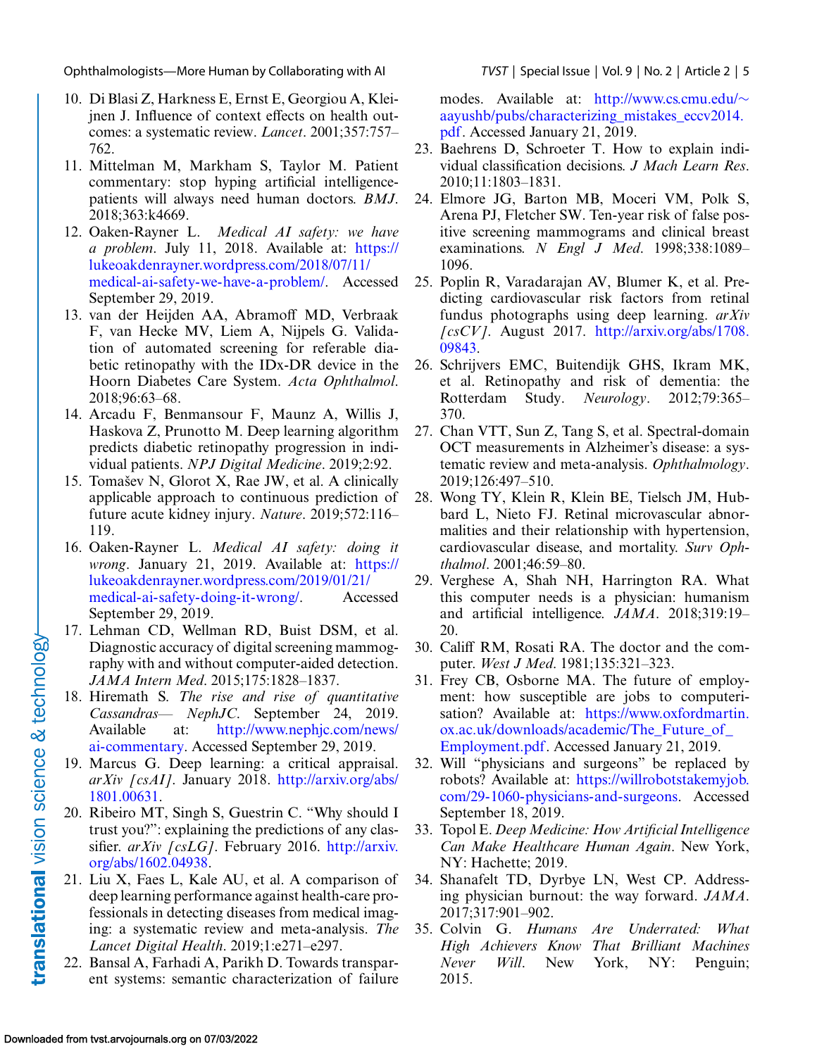10. Di Blasi Z, Harkness E, Ernst E, Georgiou A, Kleijnen J. Influence of context effects on health outcomes: a systematic review. *Lancet*. 2001;357:757–762.
11. Mittelman M, Markham S, Taylor M. Patient commentary: stop hyping artificial intelligence-patients will always need human doctors. *BMJ*. 2018;363:k4669.
12. Oaken-Rayner L. *Medical AI safety: we have a problem*. July 11, 2018. Available at: https://lukeoakdenrayner.wordpress.com/2018/07/11/medical-ai-safety-we-have-a-problem/. Accessed September 29, 2019.
13. van der Heijden AA, Abramoff MD, Verbraak F, van Hecke MV, Liem A, Nijpels G. Validation of automated screening for referable diabetic retinopathy with the IDx-DR device in the Hoorn Diabetes Care System. *Acta Ophthalmol*. 2018;96:63–68.
14. Arcadu F, Benmansour F, Maunz A, Willis J, Haskova Z, Prunotto M. Deep learning algorithm predicts diabetic retinopathy progression in individual patients. *NPJ Digital Medicine*. 2019;2:92.
15. Tomašev N, Glorot X, Rae JW, et al. A clinically applicable approach to continuous prediction of future acute kidney injury. *Nature*. 2019;572:116–119.
16. Oaken-Rayner L. *Medical AI safety: doing it wrong*. January 21, 2019. Available at: https://lukeoakdenrayner.wordpress.com/2019/01/21/medical-ai-safety-doing-it-wrong/. Accessed September 29, 2019.
17. Lehman CD, Wellman RD, Buist DSM, et al. Diagnostic accuracy of digital screening mammography with and without computer-aided detection. *JAMA Intern Med*. 2015;175:1828–1837.
18. Hiremath S. *The rise and rise of quantitative Cassandras— NephJC*. September 24, 2019. Available at: http://www.nephjc.com/news/ai-commentary. Accessed September 29, 2019.
19. Marcus G. Deep learning: a critical appraisal. *arXiv [csAI]*. January 2018. http://arxiv.org/abs/1801.00631.
20. Ribeiro MT, Singh S, Guestrin C. "Why should I trust you?": explaining the predictions of any classifier. *arXiv [csLG]*. February 2016. http://arxiv.org/abs/1602.04938.
21. Liu X, Faes L, Kale AU, et al. A comparison of deep learning performance against health-care professionals in detecting diseases from medical imaging: a systematic review and meta-analysis. *The Lancet Digital Health*. 2019;1:e271–e297.
22. Bansal A, Farhadi A, Parikh D. Towards transparent systems: semantic characterization of failure modes. Available at: http://www.cs.cmu.edu/~aayushb/pubs/characterizing_mistakes_eccv2014.pdf. Accessed January 21, 2019.
23. Baehrens D, Schroeter T. How to explain individual classification decisions. *J Mach Learn Res*. 2010;11:1803–1831.
24. Elmore JG, Barton MB, Moceri VM, Polk S, Arena PJ, Fletcher SW. Ten-year risk of false positive screening mammograms and clinical breast examinations. *N Engl J Med*. 1998;338:1089–1096.
25. Poplin R, Varadarajan AV, Blumer K, et al. Predicting cardiovascular risk factors from retinal fundus photographs using deep learning. *arXiv [csCV]*. August 2017. http://arxiv.org/abs/1708.09843.
26. Schrijvers EMC, Buitendijk GHS, Ikram MK, et al. Retinopathy and risk of dementia: the Rotterdam Study. *Neurology*. 2012;79:365–370.
27. Chan VTT, Sun Z, Tang S, et al. Spectral-domain OCT measurements in Alzheimer's disease: a systematic review and meta-analysis. *Ophthalmology*. 2019;126:497–510.
28. Wong TY, Klein R, Klein BE, Tielsch JM, Hubbard L, Nieto FJ. Retinal microvascular abnormalities and their relationship with hypertension, cardiovascular disease, and mortality. *Surv Ophthalmol*. 2001;46:59–80.
29. Verghese A, Shah NH, Harrington RA. What this computer needs is a physician: humanism and artificial intelligence. *JAMA*. 2018;319:19–20.
30. Califf RM, Rosati RA. The doctor and the computer. *West J Med*. 1981;135:321–323.
31. Frey CB, Osborne MA. The future of employment: how susceptible are jobs to computerisation? Available at: https://www.oxfordmartin.ox.ac.uk/downloads/academic/The_Future_of_Employment.pdf. Accessed January 21, 2019.
32. Will "physicians and surgeons" be replaced by robots? Available at: https://willrobotstakemyjob.com/29-1060-physicians-and-surgeons. Accessed September 18, 2019.
33. Topol E. *Deep Medicine: How Artificial Intelligence Can Make Healthcare Human Again*. New York, NY: Hachette; 2019.
34. Shanafelt TD, Dyrbye LN, West CP. Addressing physician burnout: the way forward. *JAMA*. 2017;317:901–902.
35. Colvin G. *Humans Are Underrated: What High Achievers Know That Brilliant Machines Never Will*. New York, NY: Penguin; 2015.